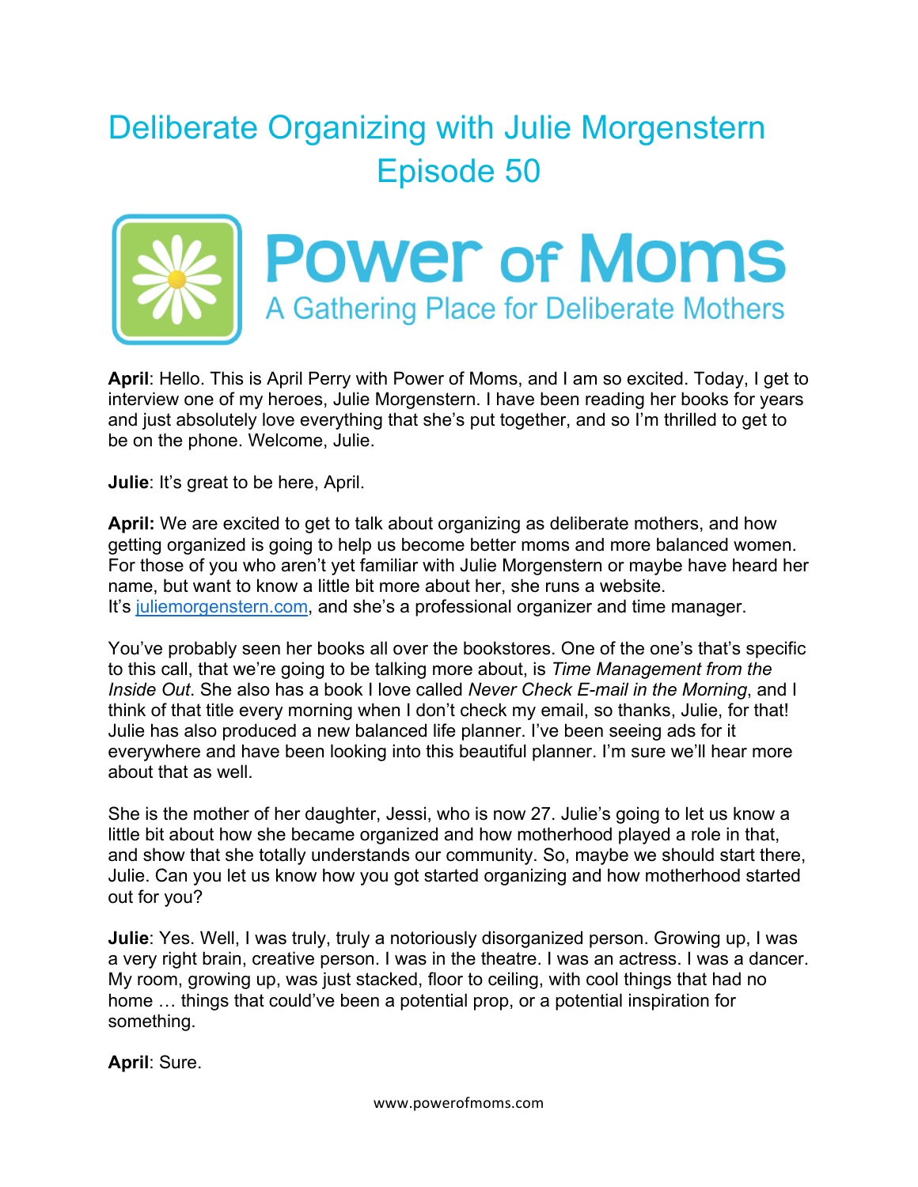# Deliberate Organizing with Julie Morgenstern
# Episode 50

Power of Moms
A Gathering Place for Deliberate Mothers

**April**: Hello. This is April Perry with Power of Moms, and I am so excited. Today, I get to interview one of my heroes, Julie Morgenstern. I have been reading her books for years and just absolutely love everything that she's put together, and so I'm thrilled to get to be on the phone. Welcome, Julie.

**Julie**: It's great to be here, April.

**April:** We are excited to get to talk about organizing as deliberate mothers, and how getting organized is going to help us become better moms and more balanced women. For those of you who aren't yet familiar with Julie Morgenstern or maybe have heard her name, but want to know a little bit more about her, she runs a website. It's juliemorgenstern.com, and she's a professional organizer and time manager.

You've probably seen her books all over the bookstores. One of the one's that's specific to this call, that we're going to be talking more about, is *Time Management from the Inside Out*. She also has a book I love called *Never Check E-mail in the Morning*, and I think of that title every morning when I don't check my email, so thanks, Julie, for that! Julie has also produced a new balanced life planner. I've been seeing ads for it everywhere and have been looking into this beautiful planner. I'm sure we'll hear more about that as well.

She is the mother of her daughter, Jessi, who is now 27. Julie's going to let us know a little bit about how she became organized and how motherhood played a role in that, and show that she totally understands our community. So, maybe we should start there, Julie. Can you let us know how you got started organizing and how motherhood started out for you?

**Julie**: Yes. Well, I was truly, truly a notoriously disorganized person. Growing up, I was a very right brain, creative person. I was in the theatre. I was an actress. I was a dancer. My room, growing up, was just stacked, floor to ceiling, with cool things that had no home … things that could've been a potential prop, or a potential inspiration for something.

**April**: Sure.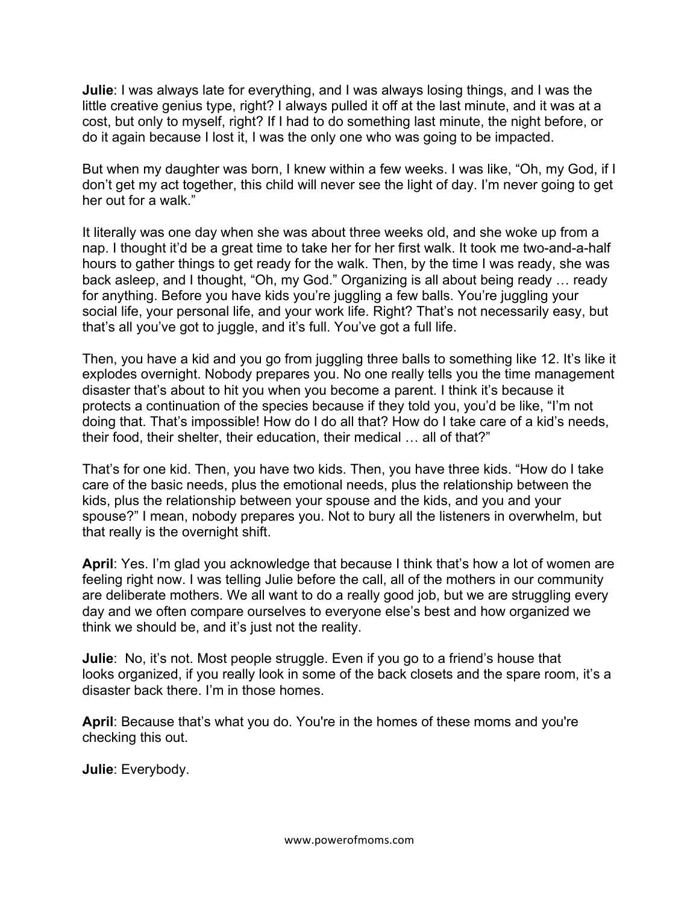**Julie**: I was always late for everything, and I was always losing things, and I was the little creative genius type, right? I always pulled it off at the last minute, and it was at a cost, but only to myself, right? If I had to do something last minute, the night before, or do it again because I lost it, I was the only one who was going to be impacted.

But when my daughter was born, I knew within a few weeks. I was like, "Oh, my God, if I don't get my act together, this child will never see the light of day. I'm never going to get her out for a walk."

It literally was one day when she was about three weeks old, and she woke up from a nap. I thought it'd be a great time to take her for her first walk. It took me two-and-a-half hours to gather things to get ready for the walk. Then, by the time I was ready, she was back asleep, and I thought, "Oh, my God." Organizing is all about being ready … ready for anything. Before you have kids you're juggling a few balls. You're juggling your social life, your personal life, and your work life. Right? That's not necessarily easy, but that's all you've got to juggle, and it's full. You've got a full life.

Then, you have a kid and you go from juggling three balls to something like 12. It's like it explodes overnight. Nobody prepares you. No one really tells you the time management disaster that's about to hit you when you become a parent. I think it's because it protects a continuation of the species because if they told you, you'd be like, "I'm not doing that. That's impossible! How do I do all that? How do I take care of a kid's needs, their food, their shelter, their education, their medical … all of that?"

That's for one kid. Then, you have two kids. Then, you have three kids. "How do I take care of the basic needs, plus the emotional needs, plus the relationship between the kids, plus the relationship between your spouse and the kids, and you and your spouse?" I mean, nobody prepares you. Not to bury all the listeners in overwhelm, but that really is the overnight shift.

**April**: Yes. I'm glad you acknowledge that because I think that's how a lot of women are feeling right now. I was telling Julie before the call, all of the mothers in our community are deliberate mothers. We all want to do a really good job, but we are struggling every day and we often compare ourselves to everyone else's best and how organized we think we should be, and it's just not the reality.

**Julie**: No, it's not. Most people struggle. Even if you go to a friend's house that looks organized, if you really look in some of the back closets and the spare room, it's a disaster back there. I'm in those homes.

**April**: Because that's what you do. You're in the homes of these moms and you're checking this out.

**Julie**: Everybody.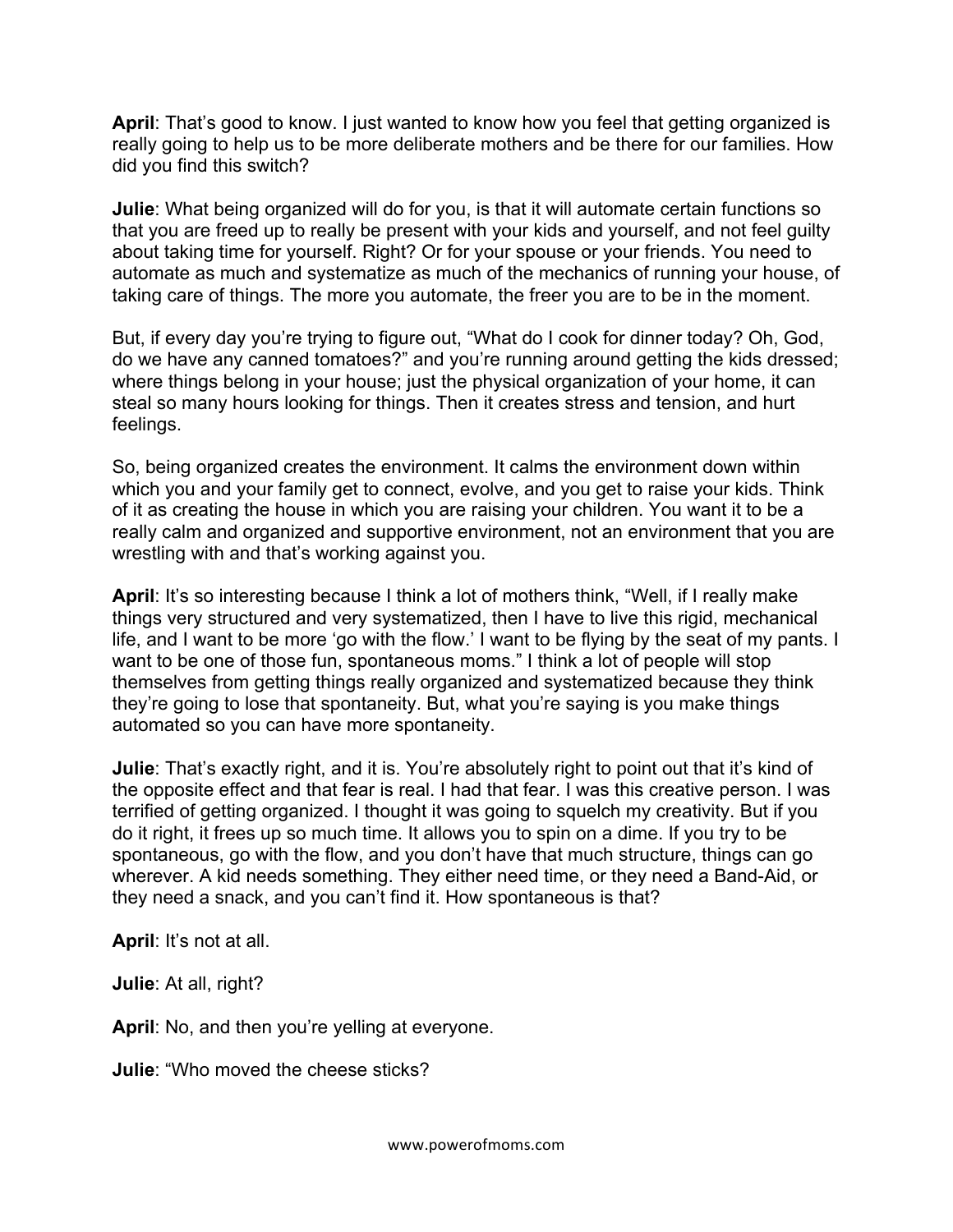**April**: That's good to know. I just wanted to know how you feel that getting organized is really going to help us to be more deliberate mothers and be there for our families. How did you find this switch?

**Julie**: What being organized will do for you, is that it will automate certain functions so that you are freed up to really be present with your kids and yourself, and not feel guilty about taking time for yourself. Right? Or for your spouse or your friends. You need to automate as much and systematize as much of the mechanics of running your house, of taking care of things. The more you automate, the freer you are to be in the moment.

But, if every day you're trying to figure out, "What do I cook for dinner today? Oh, God, do we have any canned tomatoes?" and you're running around getting the kids dressed; where things belong in your house; just the physical organization of your home, it can steal so many hours looking for things. Then it creates stress and tension, and hurt feelings.

So, being organized creates the environment. It calms the environment down within which you and your family get to connect, evolve, and you get to raise your kids. Think of it as creating the house in which you are raising your children. You want it to be a really calm and organized and supportive environment, not an environment that you are wrestling with and that's working against you.

**April**: It's so interesting because I think a lot of mothers think, "Well, if I really make things very structured and very systematized, then I have to live this rigid, mechanical life, and I want to be more 'go with the flow.' I want to be flying by the seat of my pants. I want to be one of those fun, spontaneous moms." I think a lot of people will stop themselves from getting things really organized and systematized because they think they're going to lose that spontaneity. But, what you're saying is you make things automated so you can have more spontaneity.

**Julie**: That's exactly right, and it is. You're absolutely right to point out that it's kind of the opposite effect and that fear is real. I had that fear. I was this creative person. I was terrified of getting organized. I thought it was going to squelch my creativity. But if you do it right, it frees up so much time. It allows you to spin on a dime. If you try to be spontaneous, go with the flow, and you don't have that much structure, things can go wherever. A kid needs something. They either need time, or they need a Band-Aid, or they need a snack, and you can't find it. How spontaneous is that?

**April**: It's not at all.

**Julie**: At all, right?

**April**: No, and then you're yelling at everyone.

**Julie**: "Who moved the cheese sticks?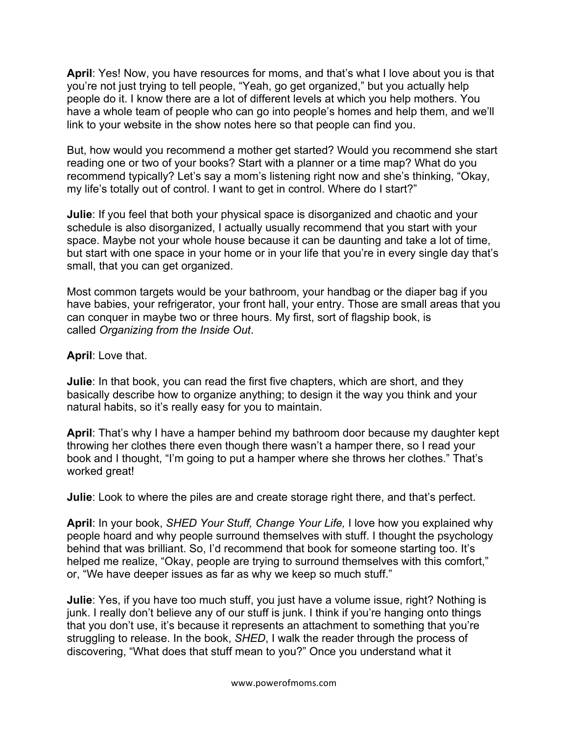**April**: Yes! Now, you have resources for moms, and that's what I love about you is that you're not just trying to tell people, "Yeah, go get organized," but you actually help people do it. I know there are a lot of different levels at which you help mothers. You have a whole team of people who can go into people's homes and help them, and we'll link to your website in the show notes here so that people can find you.

But, how would you recommend a mother get started? Would you recommend she start reading one or two of your books? Start with a planner or a time map? What do you recommend typically? Let's say a mom's listening right now and she's thinking, "Okay, my life's totally out of control. I want to get in control. Where do I start?"

**Julie**: If you feel that both your physical space is disorganized and chaotic and your schedule is also disorganized, I actually usually recommend that you start with your space. Maybe not your whole house because it can be daunting and take a lot of time, but start with one space in your home or in your life that you're in every single day that's small, that you can get organized.

Most common targets would be your bathroom, your handbag or the diaper bag if you have babies, your refrigerator, your front hall, your entry. Those are small areas that you can conquer in maybe two or three hours. My first, sort of flagship book, is called *Organizing from the Inside Out*.

**April**: Love that.

**Julie**: In that book, you can read the first five chapters, which are short, and they basically describe how to organize anything; to design it the way you think and your natural habits, so it's really easy for you to maintain.

**April**: That's why I have a hamper behind my bathroom door because my daughter kept throwing her clothes there even though there wasn't a hamper there, so I read your book and I thought, "I'm going to put a hamper where she throws her clothes." That's worked great!

**Julie**: Look to where the piles are and create storage right there, and that's perfect.

**April**: In your book, *SHED Your Stuff, Change Your Life,* I love how you explained why people hoard and why people surround themselves with stuff. I thought the psychology behind that was brilliant. So, I'd recommend that book for someone starting too. It's helped me realize, "Okay, people are trying to surround themselves with this comfort," or, "We have deeper issues as far as why we keep so much stuff."

**Julie**: Yes, if you have too much stuff, you just have a volume issue, right? Nothing is junk. I really don't believe any of our stuff is junk. I think if you're hanging onto things that you don't use, it's because it represents an attachment to something that you're struggling to release. In the book, *SHED*, I walk the reader through the process of discovering, "What does that stuff mean to you?" Once you understand what it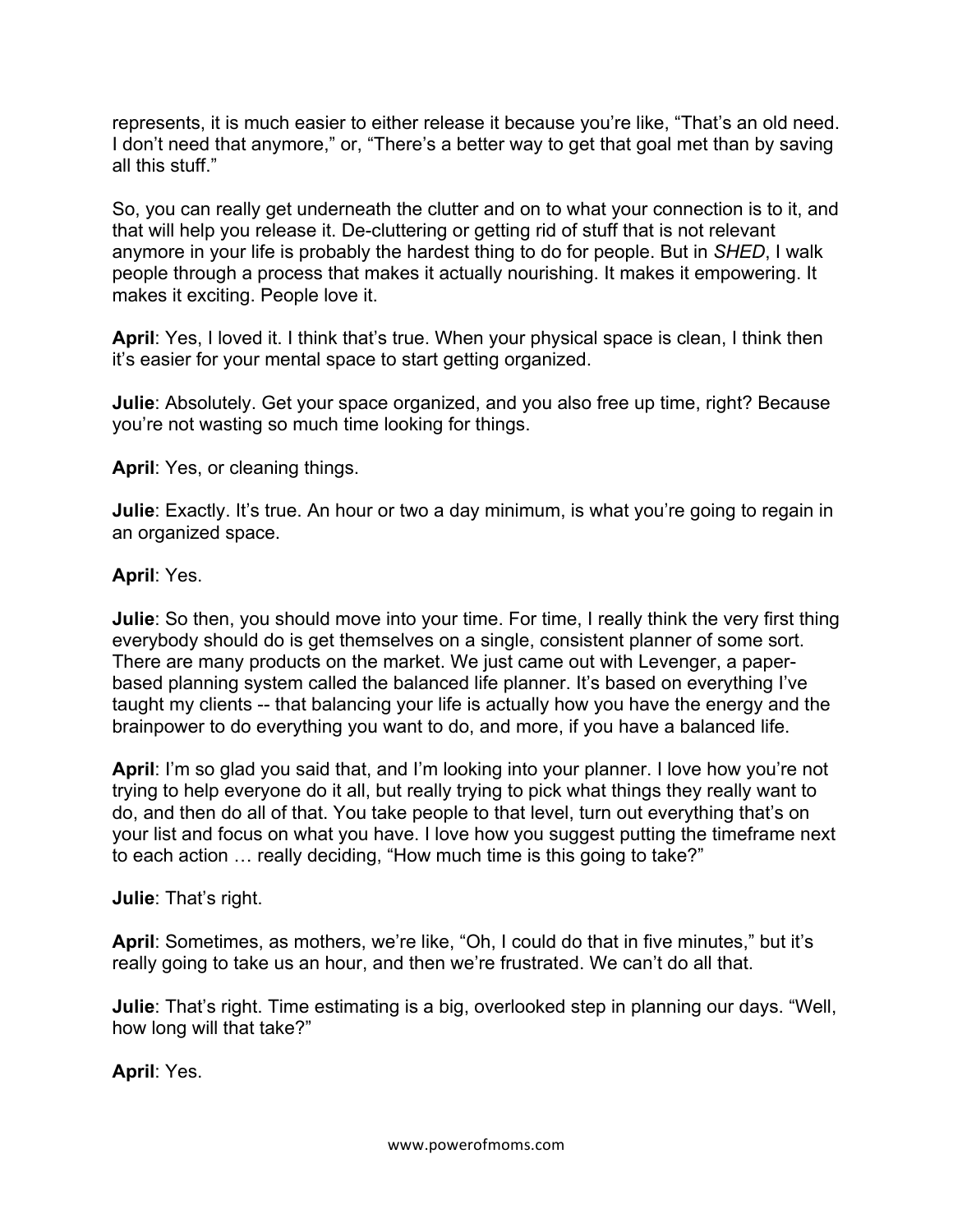represents, it is much easier to either release it because you're like, "That's an old need. I don't need that anymore," or, "There's a better way to get that goal met than by saving all this stuff."

So, you can really get underneath the clutter and on to what your connection is to it, and that will help you release it. De-cluttering or getting rid of stuff that is not relevant anymore in your life is probably the hardest thing to do for people. But in *SHED*, I walk people through a process that makes it actually nourishing. It makes it empowering. It makes it exciting. People love it.

**April**: Yes, I loved it. I think that's true. When your physical space is clean, I think then it's easier for your mental space to start getting organized.

**Julie**: Absolutely. Get your space organized, and you also free up time, right? Because you're not wasting so much time looking for things.

**April**: Yes, or cleaning things.

**Julie**: Exactly. It's true. An hour or two a day minimum, is what you're going to regain in an organized space.

**April**: Yes.

**Julie**: So then, you should move into your time. For time, I really think the very first thing everybody should do is get themselves on a single, consistent planner of some sort. There are many products on the market. We just came out with Levenger, a paper-based planning system called the balanced life planner. It's based on everything I've taught my clients -- that balancing your life is actually how you have the energy and the brainpower to do everything you want to do, and more, if you have a balanced life.

**April**: I'm so glad you said that, and I'm looking into your planner. I love how you're not trying to help everyone do it all, but really trying to pick what things they really want to do, and then do all of that. You take people to that level, turn out everything that's on your list and focus on what you have. I love how you suggest putting the timeframe next to each action … really deciding, "How much time is this going to take?"

**Julie**: That's right.

**April**: Sometimes, as mothers, we're like, "Oh, I could do that in five minutes," but it's really going to take us an hour, and then we're frustrated. We can't do all that.

**Julie**: That's right. Time estimating is a big, overlooked step in planning our days. "Well, how long will that take?"

**April**: Yes.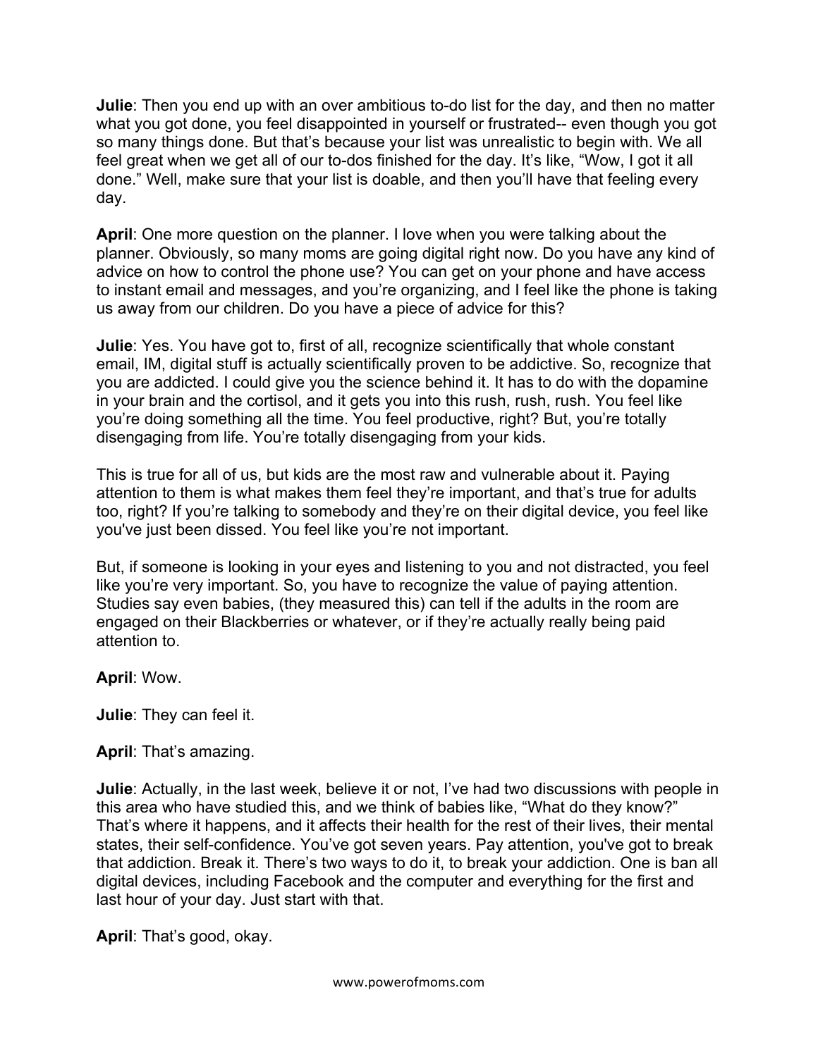**Julie**: Then you end up with an over ambitious to-do list for the day, and then no matter what you got done, you feel disappointed in yourself or frustrated-- even though you got so many things done. But that's because your list was unrealistic to begin with. We all feel great when we get all of our to-dos finished for the day. It's like, "Wow, I got it all done." Well, make sure that your list is doable, and then you'll have that feeling every day.

**April**: One more question on the planner. I love when you were talking about the planner. Obviously, so many moms are going digital right now. Do you have any kind of advice on how to control the phone use? You can get on your phone and have access to instant email and messages, and you're organizing, and I feel like the phone is taking us away from our children. Do you have a piece of advice for this?

**Julie**: Yes. You have got to, first of all, recognize scientifically that whole constant email, IM, digital stuff is actually scientifically proven to be addictive. So, recognize that you are addicted. I could give you the science behind it. It has to do with the dopamine in your brain and the cortisol, and it gets you into this rush, rush, rush. You feel like you're doing something all the time. You feel productive, right? But, you're totally disengaging from life. You're totally disengaging from your kids.

This is true for all of us, but kids are the most raw and vulnerable about it. Paying attention to them is what makes them feel they're important, and that's true for adults too, right? If you're talking to somebody and they're on their digital device, you feel like you've just been dissed. You feel like you're not important.

But, if someone is looking in your eyes and listening to you and not distracted, you feel like you're very important. So, you have to recognize the value of paying attention. Studies say even babies, (they measured this) can tell if the adults in the room are engaged on their Blackberries or whatever, or if they're actually really being paid attention to.

**April**: Wow.

**Julie**: They can feel it.

**April**: That's amazing.

**Julie**: Actually, in the last week, believe it or not, I've had two discussions with people in this area who have studied this, and we think of babies like, "What do they know?" That's where it happens, and it affects their health for the rest of their lives, their mental states, their self-confidence. You've got seven years. Pay attention, you've got to break that addiction. Break it. There's two ways to do it, to break your addiction. One is ban all digital devices, including Facebook and the computer and everything for the first and last hour of your day. Just start with that.

**April**: That's good, okay.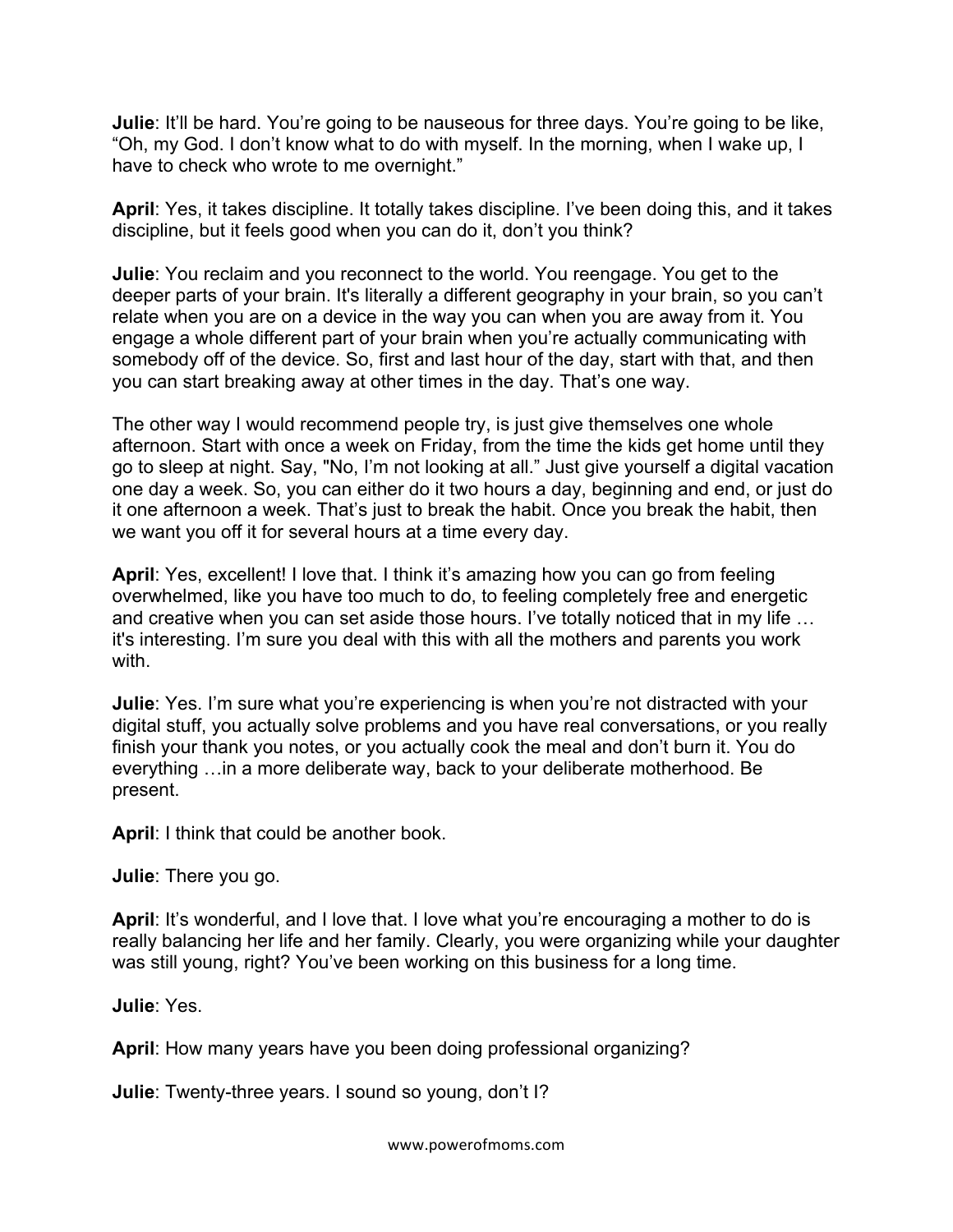**Julie**: It'll be hard. You're going to be nauseous for three days. You're going to be like, "Oh, my God. I don't know what to do with myself. In the morning, when I wake up, I have to check who wrote to me overnight."

**April**: Yes, it takes discipline. It totally takes discipline. I've been doing this, and it takes discipline, but it feels good when you can do it, don't you think?

**Julie**: You reclaim and you reconnect to the world. You reengage. You get to the deeper parts of your brain. It's literally a different geography in your brain, so you can't relate when you are on a device in the way you can when you are away from it. You engage a whole different part of your brain when you're actually communicating with somebody off of the device. So, first and last hour of the day, start with that, and then you can start breaking away at other times in the day. That's one way.

The other way I would recommend people try, is just give themselves one whole afternoon. Start with once a week on Friday, from the time the kids get home until they go to sleep at night. Say, "No, I'm not looking at all." Just give yourself a digital vacation one day a week. So, you can either do it two hours a day, beginning and end, or just do it one afternoon a week. That's just to break the habit. Once you break the habit, then we want you off it for several hours at a time every day.

**April**: Yes, excellent! I love that. I think it's amazing how you can go from feeling overwhelmed, like you have too much to do, to feeling completely free and energetic and creative when you can set aside those hours. I've totally noticed that in my life … it's interesting. I'm sure you deal with this with all the mothers and parents you work with.

**Julie**: Yes. I'm sure what you're experiencing is when you're not distracted with your digital stuff, you actually solve problems and you have real conversations, or you really finish your thank you notes, or you actually cook the meal and don't burn it. You do everything …in a more deliberate way, back to your deliberate motherhood. Be present.

**April**: I think that could be another book.

**Julie**: There you go.

**April**: It's wonderful, and I love that. I love what you're encouraging a mother to do is really balancing her life and her family. Clearly, you were organizing while your daughter was still young, right? You've been working on this business for a long time.

**Julie**: Yes.

**April**: How many years have you been doing professional organizing?

**Julie**: Twenty-three years. I sound so young, don't I?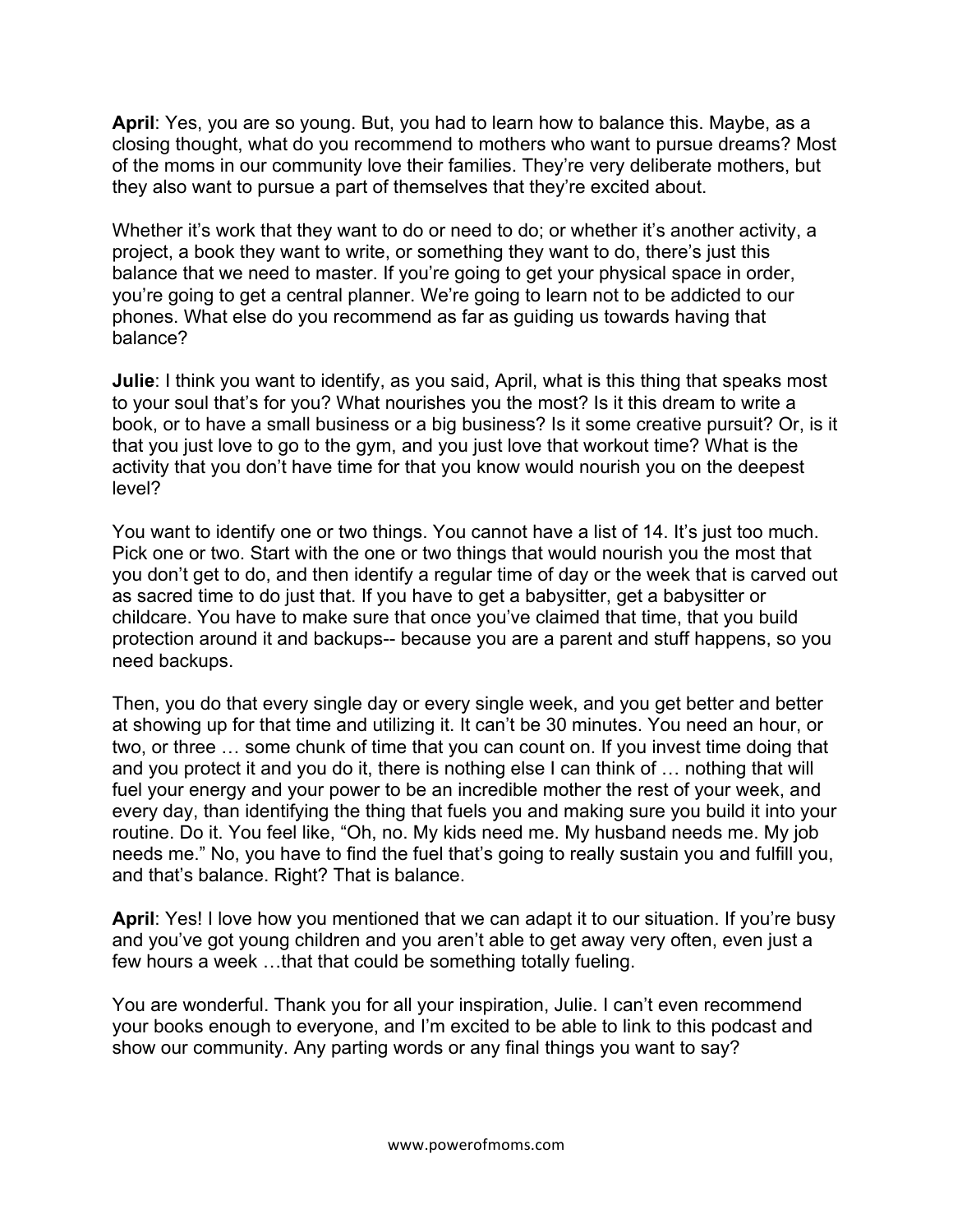**April**: Yes, you are so young. But, you had to learn how to balance this. Maybe, as a closing thought, what do you recommend to mothers who want to pursue dreams? Most of the moms in our community love their families. They're very deliberate mothers, but they also want to pursue a part of themselves that they're excited about.

Whether it's work that they want to do or need to do; or whether it's another activity, a project, a book they want to write, or something they want to do, there's just this balance that we need to master. If you're going to get your physical space in order, you're going to get a central planner. We're going to learn not to be addicted to our phones. What else do you recommend as far as guiding us towards having that balance?

**Julie**: I think you want to identify, as you said, April, what is this thing that speaks most to your soul that's for you? What nourishes you the most? Is it this dream to write a book, or to have a small business or a big business? Is it some creative pursuit? Or, is it that you just love to go to the gym, and you just love that workout time? What is the activity that you don't have time for that you know would nourish you on the deepest level?

You want to identify one or two things. You cannot have a list of 14. It's just too much. Pick one or two. Start with the one or two things that would nourish you the most that you don't get to do, and then identify a regular time of day or the week that is carved out as sacred time to do just that. If you have to get a babysitter, get a babysitter or childcare. You have to make sure that once you've claimed that time, that you build protection around it and backups-- because you are a parent and stuff happens, so you need backups.

Then, you do that every single day or every single week, and you get better and better at showing up for that time and utilizing it. It can't be 30 minutes. You need an hour, or two, or three … some chunk of time that you can count on. If you invest time doing that and you protect it and you do it, there is nothing else I can think of … nothing that will fuel your energy and your power to be an incredible mother the rest of your week, and every day, than identifying the thing that fuels you and making sure you build it into your routine. Do it. You feel like, "Oh, no. My kids need me. My husband needs me. My job needs me." No, you have to find the fuel that's going to really sustain you and fulfill you, and that's balance. Right? That is balance.

**April**: Yes! I love how you mentioned that we can adapt it to our situation. If you're busy and you've got young children and you aren't able to get away very often, even just a few hours a week …that that could be something totally fueling.

You are wonderful. Thank you for all your inspiration, Julie. I can't even recommend your books enough to everyone, and I'm excited to be able to link to this podcast and show our community. Any parting words or any final things you want to say?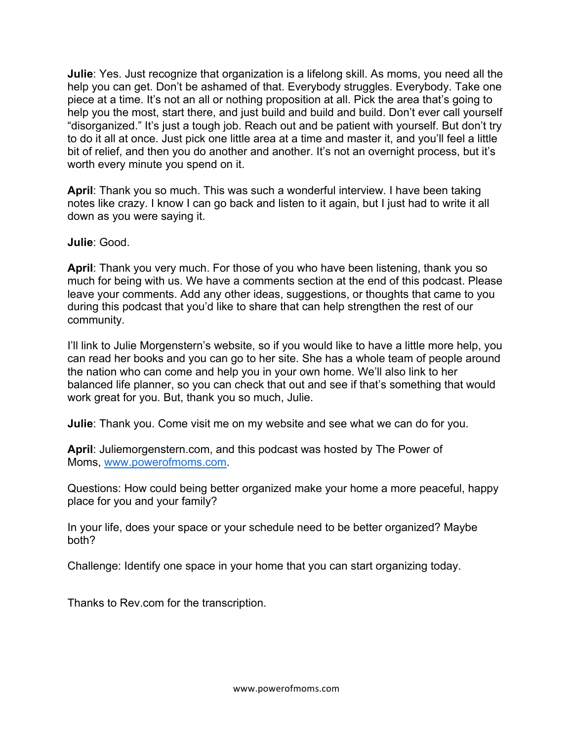**Julie**: Yes. Just recognize that organization is a lifelong skill. As moms, you need all the help you can get. Don't be ashamed of that. Everybody struggles. Everybody. Take one piece at a time. It's not an all or nothing proposition at all. Pick the area that's going to help you the most, start there, and just build and build and build. Don't ever call yourself "disorganized." It's just a tough job. Reach out and be patient with yourself. But don't try to do it all at once. Just pick one little area at a time and master it, and you'll feel a little bit of relief, and then you do another and another. It's not an overnight process, but it's worth every minute you spend on it.

**April**: Thank you so much. This was such a wonderful interview. I have been taking notes like crazy. I know I can go back and listen to it again, but I just had to write it all down as you were saying it.

**Julie**: Good.

**April**: Thank you very much. For those of you who have been listening, thank you so much for being with us. We have a comments section at the end of this podcast. Please leave your comments. Add any other ideas, suggestions, or thoughts that came to you during this podcast that you'd like to share that can help strengthen the rest of our community.

I'll link to Julie Morgenstern's website, so if you would like to have a little more help, you can read her books and you can go to her site. She has a whole team of people around the nation who can come and help you in your own home. We'll also link to her balanced life planner, so you can check that out and see if that's something that would work great for you. But, thank you so much, Julie.

**Julie**: Thank you. Come visit me on my website and see what we can do for you.

**April**: Juliemorgenstern.com, and this podcast was hosted by The Power of Moms, [www.powerofmoms.com](http://www.powerofmoms.com).

Questions: How could being better organized make your home a more peaceful, happy place for you and your family?

In your life, does your space or your schedule need to be better organized? Maybe both?

Challenge: Identify one space in your home that you can start organizing today.

Thanks to Rev.com for the transcription.